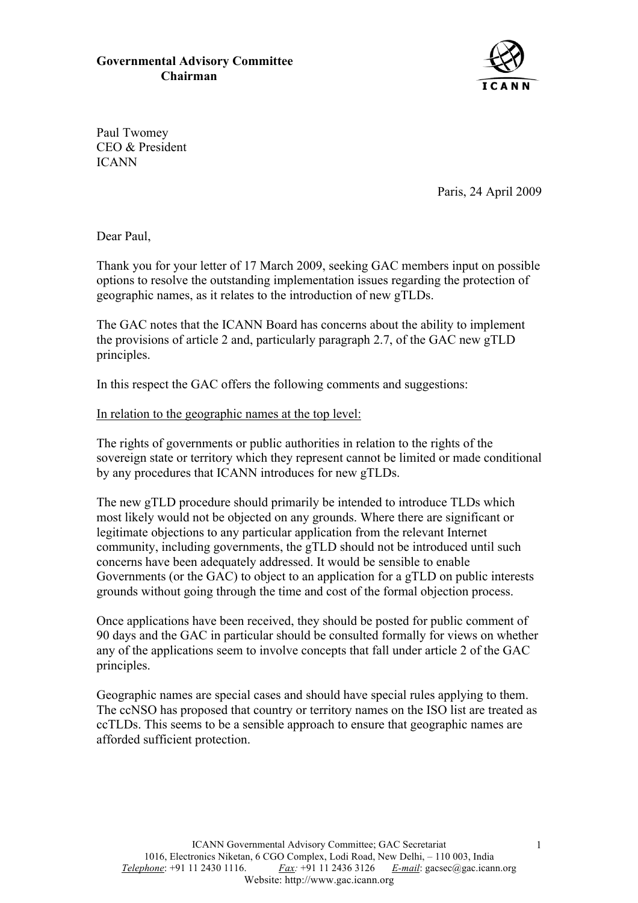**Governmental Advisory Committee**
**Chairman**

Paul Twomey
CEO & President
ICANN

Paris, 24 April 2009

Dear Paul,

Thank you for your letter of 17 March 2009, seeking GAC members input on possible options to resolve the outstanding implementation issues regarding the protection of geographic names, as it relates to the introduction of new gTLDs.

The GAC notes that the ICANN Board has concerns about the ability to implement the provisions of article 2 and, particularly paragraph 2.7, of the GAC new gTLD principles.

In this respect the GAC offers the following comments and suggestions:

<u>In relation to the geographic names at the top level:</u>

The rights of governments or public authorities in relation to the rights of the sovereign state or territory which they represent cannot be limited or made conditional by any procedures that ICANN introduces for new gTLDs.

The new gTLD procedure should primarily be intended to introduce TLDs which most likely would not be objected on any grounds. Where there are significant or legitimate objections to any particular application from the relevant Internet community, including governments, the gTLD should not be introduced until such concerns have been adequately addressed. It would be sensible to enable Governments (or the GAC) to object to an application for a gTLD on public interests grounds without going through the time and cost of the formal objection process.

Once applications have been received, they should be posted for public comment of 90 days and the GAC in particular should be consulted formally for views on whether any of the applications seem to involve concepts that fall under article 2 of the GAC principles.

Geographic names are special cases and should have special rules applying to them. The ccNSO has proposed that country or territory names on the ISO list are treated as ccTLDs. This seems to be a sensible approach to ensure that geographic names are afforded sufficient protection.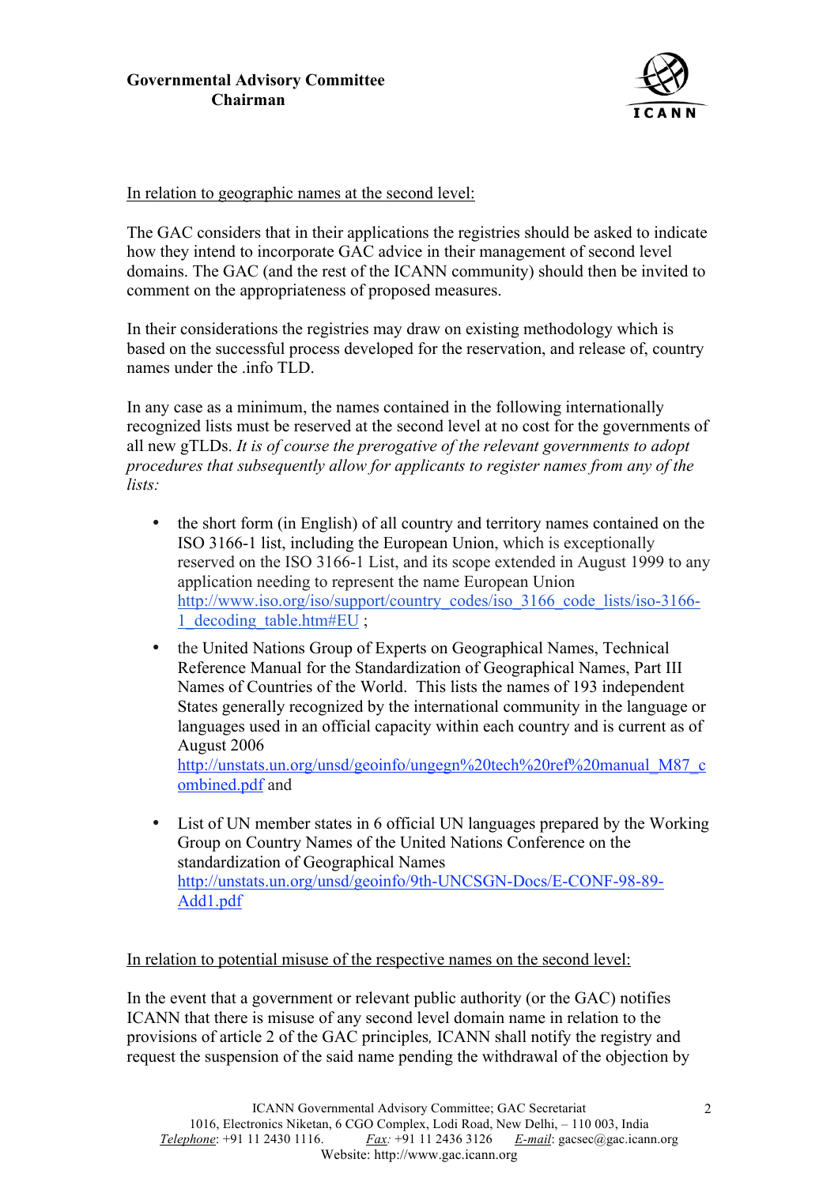In relation to geographic names at the second level:

The GAC considers that in their applications the registries should be asked to indicate how they intend to incorporate GAC advice in their management of second level domains. The GAC (and the rest of the ICANN community) should then be invited to comment on the appropriateness of proposed measures.

In their considerations the registries may draw on existing methodology which is based on the successful process developed for the reservation, and release of, country names under the .info TLD.

In any case as a minimum, the names contained in the following internationally recognized lists must be reserved at the second level at no cost for the governments of all new gTLDs. *It is of course the prerogative of the relevant governments to adopt procedures that subsequently allow for applicants to register names from any of the lists:*

- the short form (in English) of all country and territory names contained on the ISO 3166-1 list, including the European Union, which is exceptionally reserved on the ISO 3166-1 List, and its scope extended in August 1999 to any application needing to represent the name European Union http://www.iso.org/iso/support/country_codes/iso_3166_code_lists/iso-3166-1_decoding_table.htm#EU ;
- the United Nations Group of Experts on Geographical Names, Technical Reference Manual for the Standardization of Geographical Names, Part III Names of Countries of the World. This lists the names of 193 independent States generally recognized by the international community in the language or languages used in an official capacity within each country and is current as of August 2006 http://unstats.un.org/unsd/geoinfo/ungegn%20tech%20ref%20manual_M87_combined.pdf and
- List of UN member states in 6 official UN languages prepared by the Working Group on Country Names of the United Nations Conference on the standardization of Geographical Names http://unstats.un.org/unsd/geoinfo/9th-UNCSGN-Docs/E-CONF-98-89-Add1.pdf

In relation to potential misuse of the respective names on the second level:

In the event that a government or relevant public authority (or the GAC) notifies ICANN that there is misuse of any second level domain name in relation to the provisions of article 2 of the GAC principles, ICANN shall notify the registry and request the suspension of the said name pending the withdrawal of the objection by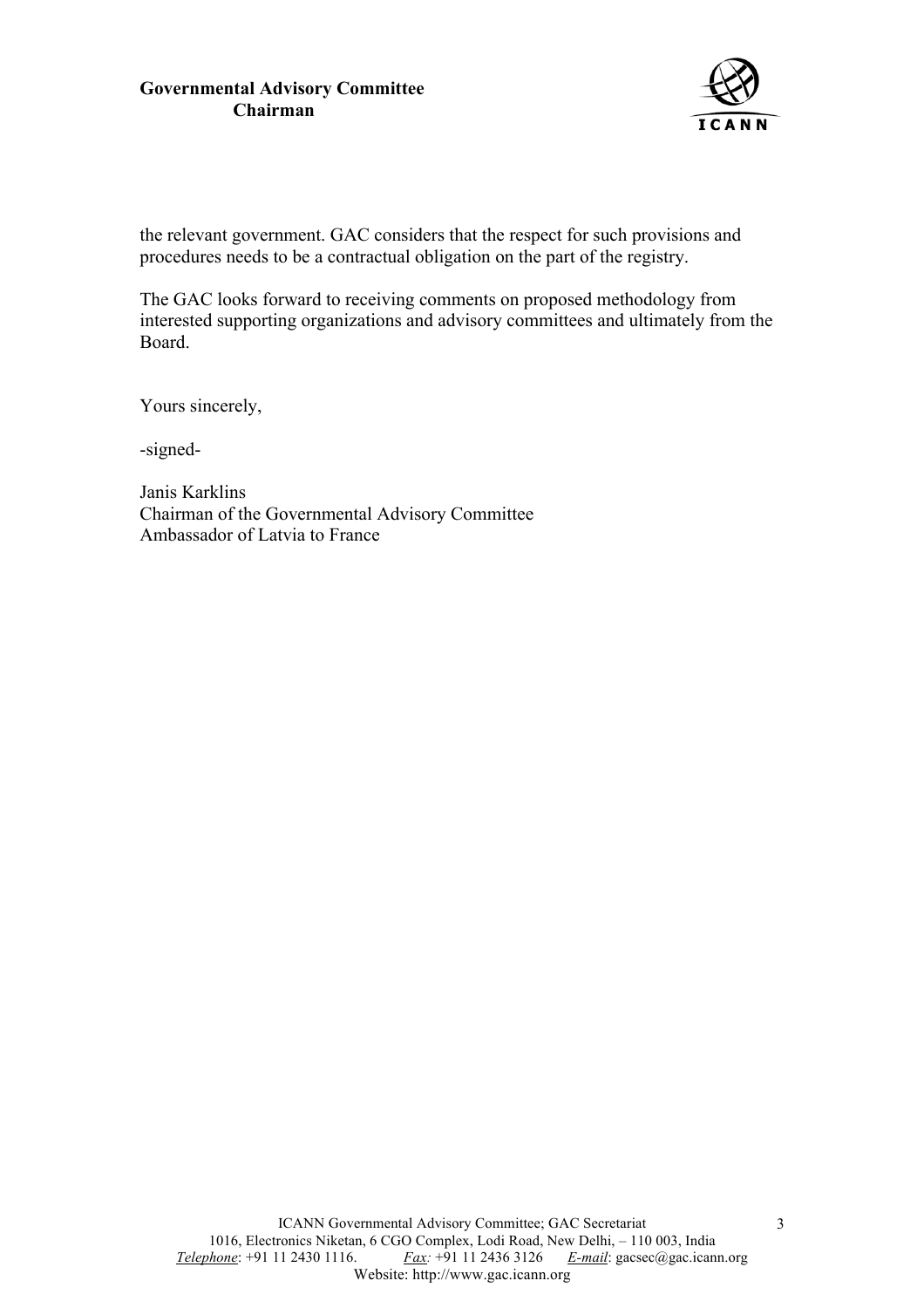the relevant government. GAC considers that the respect for such provisions and procedures needs to be a contractual obligation on the part of the registry.

The GAC looks forward to receiving comments on proposed methodology from interested supporting organizations and advisory committees and ultimately from the Board.

Yours sincerely,

-signed-

Janis Karklins
Chairman of the Governmental Advisory Committee
Ambassador of Latvia to France